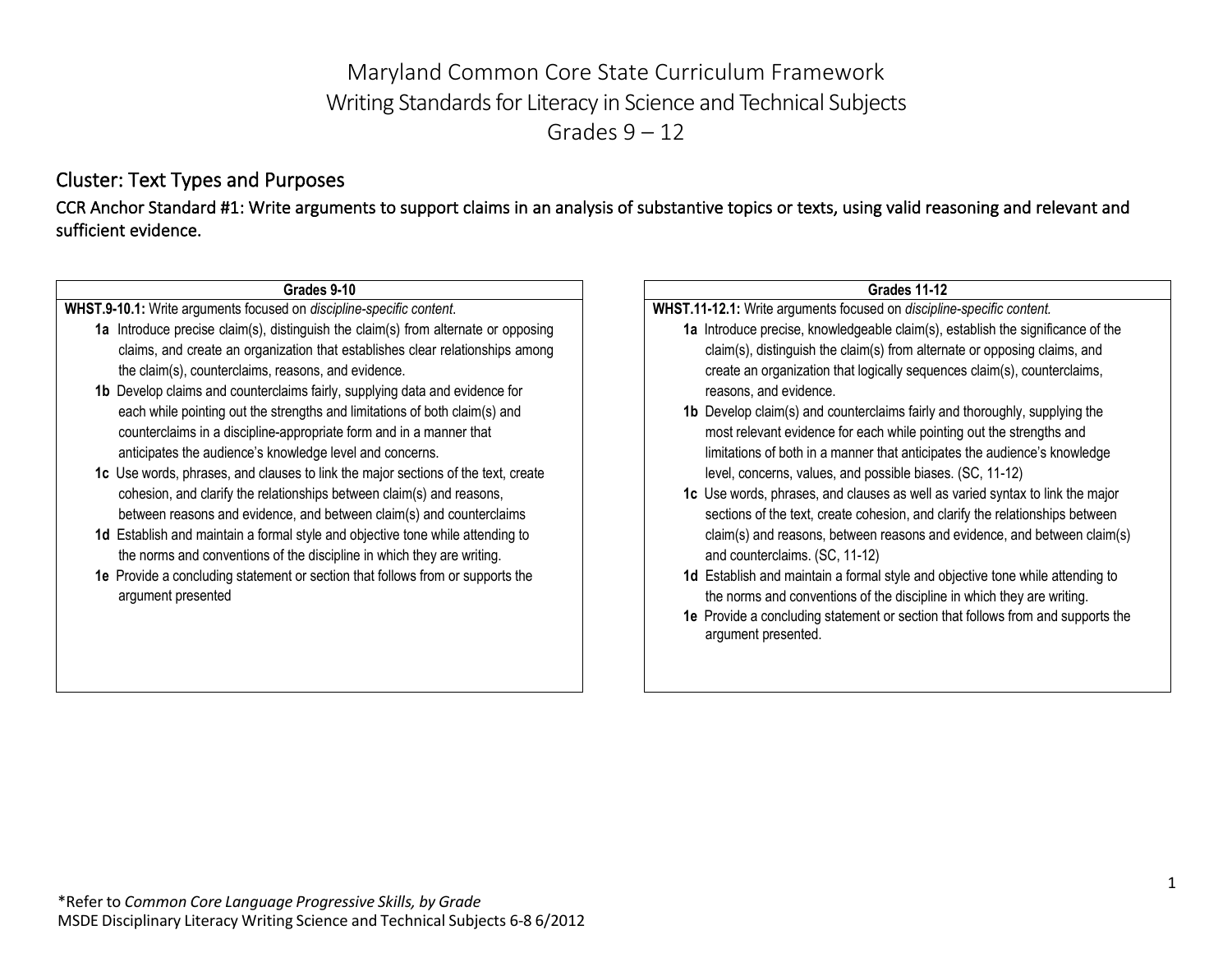# Maryland Common Core State Curriculum Framework
# Writing Standards for Literacy in Science and Technical Subjects
# Grades 9 – 12

## Cluster: Text Types and Purposes

### CCR Anchor Standard #1: Write arguments to support claims in an analysis of substantive topics or texts, using valid reasoning and relevant and sufficient evidence.

| Grades 9-10 |
|---|
| **WHST.9-10.1:** Write arguments focused on *discipline-specific content*.<br>**1a** Introduce precise claim(s), distinguish the claim(s) from alternate or opposing claims, and create an organization that establishes clear relationships among the claim(s), counterclaims, reasons, and evidence.<br>**1b** Develop claims and counterclaims fairly, supplying data and evidence for each while pointing out the strengths and limitations of both claim(s) and counterclaims in a discipline-appropriate form and in a manner that anticipates the audience's knowledge level and concerns.<br>**1c** Use words, phrases, and clauses to link the major sections of the text, create cohesion, and clarify the relationships between claim(s) and reasons, between reasons and evidence, and between claim(s) and counterclaims<br>**1d** Establish and maintain a formal style and objective tone while attending to the norms and conventions of the discipline in which they are writing.<br>**1e** Provide a concluding statement or section that follows from or supports the argument presented |

| Grades 11-12 |
|---|
| **WHST.11-12.1:** Write arguments focused on *discipline-specific content.*<br>**1a** Introduce precise, knowledgeable claim(s), establish the significance of the claim(s), distinguish the claim(s) from alternate or opposing claims, and create an organization that logically sequences claim(s), counterclaims, reasons, and evidence.<br>**1b** Develop claim(s) and counterclaims fairly and thoroughly, supplying the most relevant evidence for each while pointing out the strengths and limitations of both in a manner that anticipates the audience's knowledge level, concerns, values, and possible biases. (SC, 11-12)<br>**1c** Use words, phrases, and clauses as well as varied syntax to link the major sections of the text, create cohesion, and clarify the relationships between claim(s) and reasons, between reasons and evidence, and between claim(s) and counterclaims. (SC, 11-12)<br>**1d** Establish and maintain a formal style and objective tone while attending to the norms and conventions of the discipline in which they are writing.<br>**1e** Provide a concluding statement or section that follows from and supports the argument presented. |

*Refer to *Common Core Language Progressive Skills, by Grade*
MSDE Disciplinary Literacy Writing Science and Technical Subjects 6-8 6/2012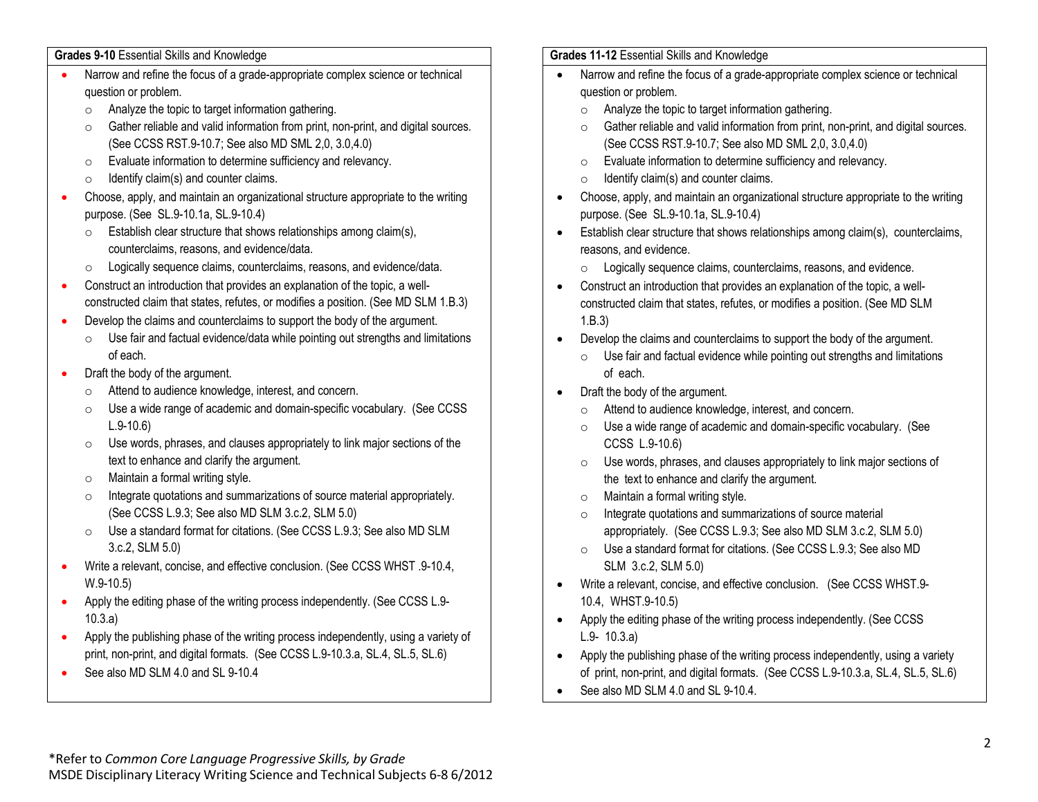**Grades 9-10** Essential Skills and Knowledge

- Narrow and refine the focus of a grade-appropriate complex science or technical question or problem.
  - Analyze the topic to target information gathering.
  - Gather reliable and valid information from print, non-print, and digital sources. (See CCSS RST.9-10.7; See also MD SML 2,0, 3.0,4.0)
  - Evaluate information to determine sufficiency and relevancy.
  - Identify claim(s) and counter claims.
- Choose, apply, and maintain an organizational structure appropriate to the writing purpose. (See SL.9-10.1a, SL.9-10.4)
  - Establish clear structure that shows relationships among claim(s), counterclaims, reasons, and evidence/data.
  - Logically sequence claims, counterclaims, reasons, and evidence/data.
- Construct an introduction that provides an explanation of the topic, a well-constructed claim that states, refutes, or modifies a position. (See MD SLM 1.B.3)
- Develop the claims and counterclaims to support the body of the argument.
  - Use fair and factual evidence/data while pointing out strengths and limitations of each.
- Draft the body of the argument.
  - Attend to audience knowledge, interest, and concern.
  - Use a wide range of academic and domain-specific vocabulary. (See CCSS L.9-10.6)
  - Use words, phrases, and clauses appropriately to link major sections of the text to enhance and clarify the argument.
  - Maintain a formal writing style.
  - Integrate quotations and summarizations of source material appropriately. (See CCSS L.9.3; See also MD SLM 3.c.2, SLM 5.0)
  - Use a standard format for citations. (See CCSS L.9.3; See also MD SLM 3.c.2, SLM 5.0)
- Write a relevant, concise, and effective conclusion. (See CCSS WHST .9-10.4, W.9-10.5)
- Apply the editing phase of the writing process independently. (See CCSS L.9-10.3.a)
- Apply the publishing phase of the writing process independently, using a variety of print, non-print, and digital formats. (See CCSS L.9-10.3.a, SL.4, SL.5, SL.6)
- See also MD SLM 4.0 and SL 9-10.4

**Grades 11-12** Essential Skills and Knowledge

- Narrow and refine the focus of a grade-appropriate complex science or technical question or problem.
  - Analyze the topic to target information gathering.
  - Gather reliable and valid information from print, non-print, and digital sources. (See CCSS RST.9-10.7; See also MD SML 2,0, 3.0,4.0)
  - Evaluate information to determine sufficiency and relevancy.
  - Identify claim(s) and counter claims.
- Choose, apply, and maintain an organizational structure appropriate to the writing purpose. (See SL.9-10.1a, SL.9-10.4)
- Establish clear structure that shows relationships among claim(s), counterclaims, reasons, and evidence.
  - Logically sequence claims, counterclaims, reasons, and evidence.
- Construct an introduction that provides an explanation of the topic, a well-constructed claim that states, refutes, or modifies a position. (See MD SLM 1.B.3)
- Develop the claims and counterclaims to support the body of the argument.
  - Use fair and factual evidence while pointing out strengths and limitations of each.
- Draft the body of the argument.
  - Attend to audience knowledge, interest, and concern.
  - Use a wide range of academic and domain-specific vocabulary. (See CCSS L.9-10.6)
  - Use words, phrases, and clauses appropriately to link major sections of the text to enhance and clarify the argument.
  - Maintain a formal writing style.
  - Integrate quotations and summarizations of source material appropriately. (See CCSS L.9.3; See also MD SLM 3.c.2, SLM 5.0)
  - Use a standard format for citations. (See CCSS L.9.3; See also MD SLM 3.c.2, SLM 5.0)
- Write a relevant, concise, and effective conclusion. (See CCSS WHST.9-10.4, WHST.9-10.5)
- Apply the editing phase of the writing process independently. (See CCSS L.9- 10.3.a)
- Apply the publishing phase of the writing process independently, using a variety of print, non-print, and digital formats. (See CCSS L.9-10.3.a, SL.4, SL.5, SL.6)
- See also MD SLM 4.0 and SL 9-10.4.

*Refer to *Common Core Language Progressive Skills, by Grade*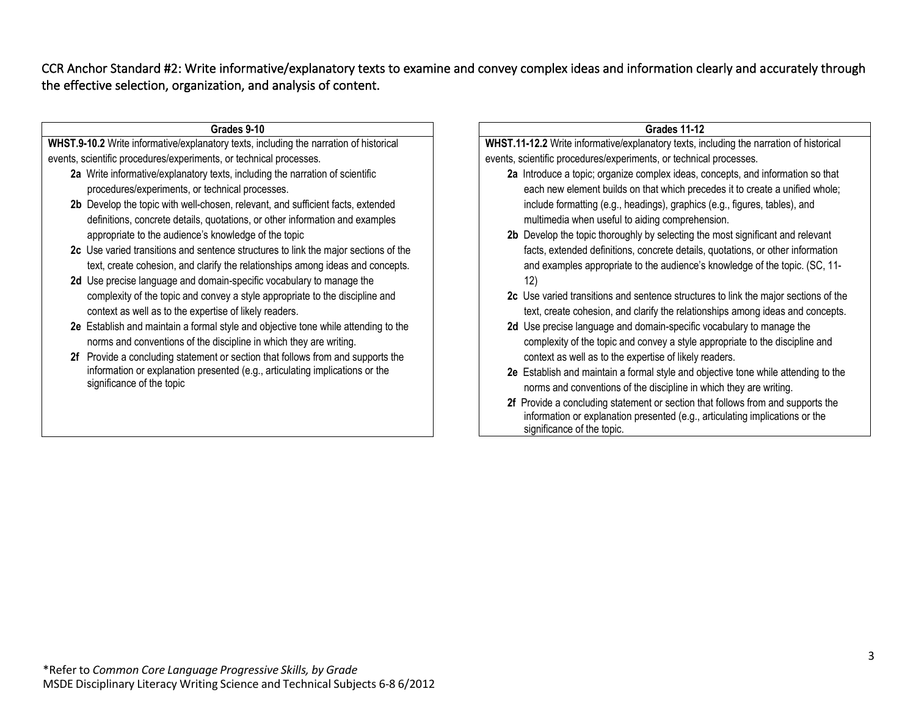CCR Anchor Standard #2: Write informative/explanatory texts to examine and convey complex ideas and information clearly and accurately through the effective selection, organization, and analysis of content.

### Grades 9-10

**WHST.9-10.2** Write informative/explanatory texts, including the narration of historical events, scientific procedures/experiments, or technical processes.

- **2a** Write informative/explanatory texts, including the narration of scientific procedures/experiments, or technical processes.
- **2b** Develop the topic with well-chosen, relevant, and sufficient facts, extended definitions, concrete details, quotations, or other information and examples appropriate to the audience's knowledge of the topic
- **2c** Use varied transitions and sentence structures to link the major sections of the text, create cohesion, and clarify the relationships among ideas and concepts.
- **2d** Use precise language and domain-specific vocabulary to manage the complexity of the topic and convey a style appropriate to the discipline and context as well as to the expertise of likely readers.
- **2e** Establish and maintain a formal style and objective tone while attending to the norms and conventions of the discipline in which they are writing.
- **2f** Provide a concluding statement or section that follows from and supports the information or explanation presented (e.g., articulating implications or the significance of the topic

### Grades 11-12

**WHST.11-12.2** Write informative/explanatory texts, including the narration of historical events, scientific procedures/experiments, or technical processes.

- **2a** Introduce a topic; organize complex ideas, concepts, and information so that each new element builds on that which precedes it to create a unified whole; include formatting (e.g., headings), graphics (e.g., figures, tables), and multimedia when useful to aiding comprehension.
- **2b** Develop the topic thoroughly by selecting the most significant and relevant facts, extended definitions, concrete details, quotations, or other information and examples appropriate to the audience's knowledge of the topic. (SC, 11-12)
- **2c** Use varied transitions and sentence structures to link the major sections of the text, create cohesion, and clarify the relationships among ideas and concepts.
- **2d** Use precise language and domain-specific vocabulary to manage the complexity of the topic and convey a style appropriate to the discipline and context as well as to the expertise of likely readers.
- **2e** Establish and maintain a formal style and objective tone while attending to the norms and conventions of the discipline in which they are writing.
- **2f** Provide a concluding statement or section that follows from and supports the information or explanation presented (e.g., articulating implications or the significance of the topic.

*Refer to *Common Core Language Progressive Skills, by Grade*
MSDE Disciplinary Literacy Writing Science and Technical Subjects 6-8 6/2012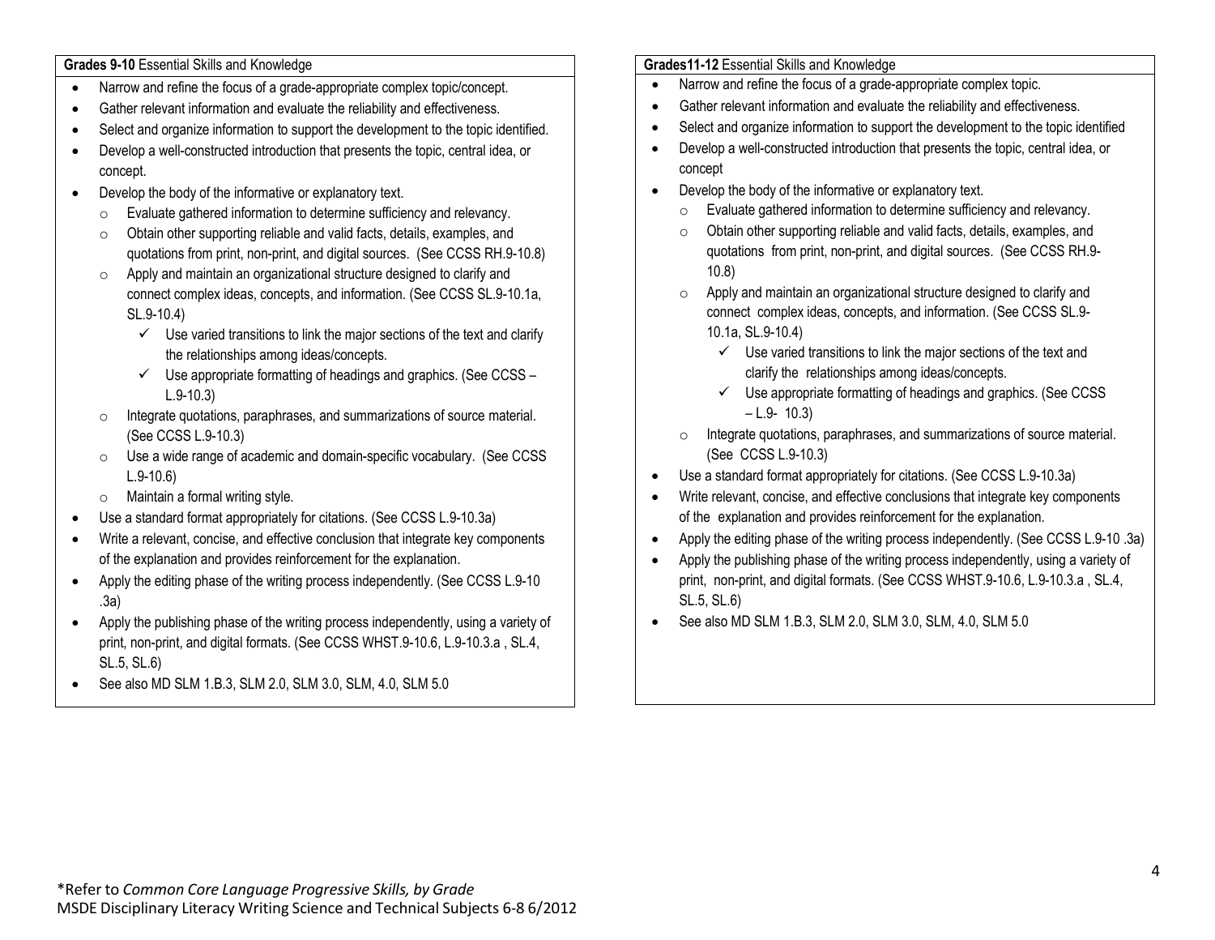**Grades 9-10** Essential Skills and Knowledge

- Narrow and refine the focus of a grade-appropriate complex topic/concept.
- Gather relevant information and evaluate the reliability and effectiveness.
- Select and organize information to support the development to the topic identified.
- Develop a well-constructed introduction that presents the topic, central idea, or concept.
- Develop the body of the informative or explanatory text.
  - Evaluate gathered information to determine sufficiency and relevancy.
  - Obtain other supporting reliable and valid facts, details, examples, and quotations from print, non-print, and digital sources. (See CCSS RH.9-10.8)
  - Apply and maintain an organizational structure designed to clarify and connect complex ideas, concepts, and information. (See CCSS SL.9-10.1a, SL.9-10.4)
    - ✓ Use varied transitions to link the major sections of the text and clarify the relationships among ideas/concepts.
    - ✓ Use appropriate formatting of headings and graphics. (See CCSS – L.9-10.3)
  - Integrate quotations, paraphrases, and summarizations of source material. (See CCSS L.9-10.3)
  - Use a wide range of academic and domain-specific vocabulary. (See CCSS L.9-10.6)
  - Maintain a formal writing style.
- Use a standard format appropriately for citations. (See CCSS L.9-10.3a)
- Write a relevant, concise, and effective conclusion that integrate key components of the explanation and provides reinforcement for the explanation.
- Apply the editing phase of the writing process independently. (See CCSS L.9-10 .3a)
- Apply the publishing phase of the writing process independently, using a variety of print, non-print, and digital formats. (See CCSS WHST.9-10.6, L.9-10.3.a , SL.4, SL.5, SL.6)
- See also MD SLM 1.B.3, SLM 2.0, SLM 3.0, SLM, 4.0, SLM 5.0

**Grades11-12** Essential Skills and Knowledge

- Narrow and refine the focus of a grade-appropriate complex topic.
- Gather relevant information and evaluate the reliability and effectiveness.
- Select and organize information to support the development to the topic identified
- Develop a well-constructed introduction that presents the topic, central idea, or concept
- Develop the body of the informative or explanatory text.
  - Evaluate gathered information to determine sufficiency and relevancy.
  - Obtain other supporting reliable and valid facts, details, examples, and quotations from print, non-print, and digital sources. (See CCSS RH.9-10.8)
  - Apply and maintain an organizational structure designed to clarify and connect complex ideas, concepts, and information. (See CCSS SL.9-10.1a, SL.9-10.4)
    - ✓ Use varied transitions to link the major sections of the text and clarify the relationships among ideas/concepts.
    - ✓ Use appropriate formatting of headings and graphics. (See CCSS – L.9- 10.3)
  - Integrate quotations, paraphrases, and summarizations of source material. (See CCSS L.9-10.3)
- Use a standard format appropriately for citations. (See CCSS L.9-10.3a)
- Write relevant, concise, and effective conclusions that integrate key components of the explanation and provides reinforcement for the explanation.
- Apply the editing phase of the writing process independently. (See CCSS L.9-10 .3a)
- Apply the publishing phase of the writing process independently, using a variety of print, non-print, and digital formats. (See CCSS WHST.9-10.6, L.9-10.3.a , SL.4, SL.5, SL.6)
- See also MD SLM 1.B.3, SLM 2.0, SLM 3.0, SLM, 4.0, SLM 5.0

*Refer to *Common Core Language Progressive Skills, by Grade*
MSDE Disciplinary Literacy Writing Science and Technical Subjects 6-8 6/2012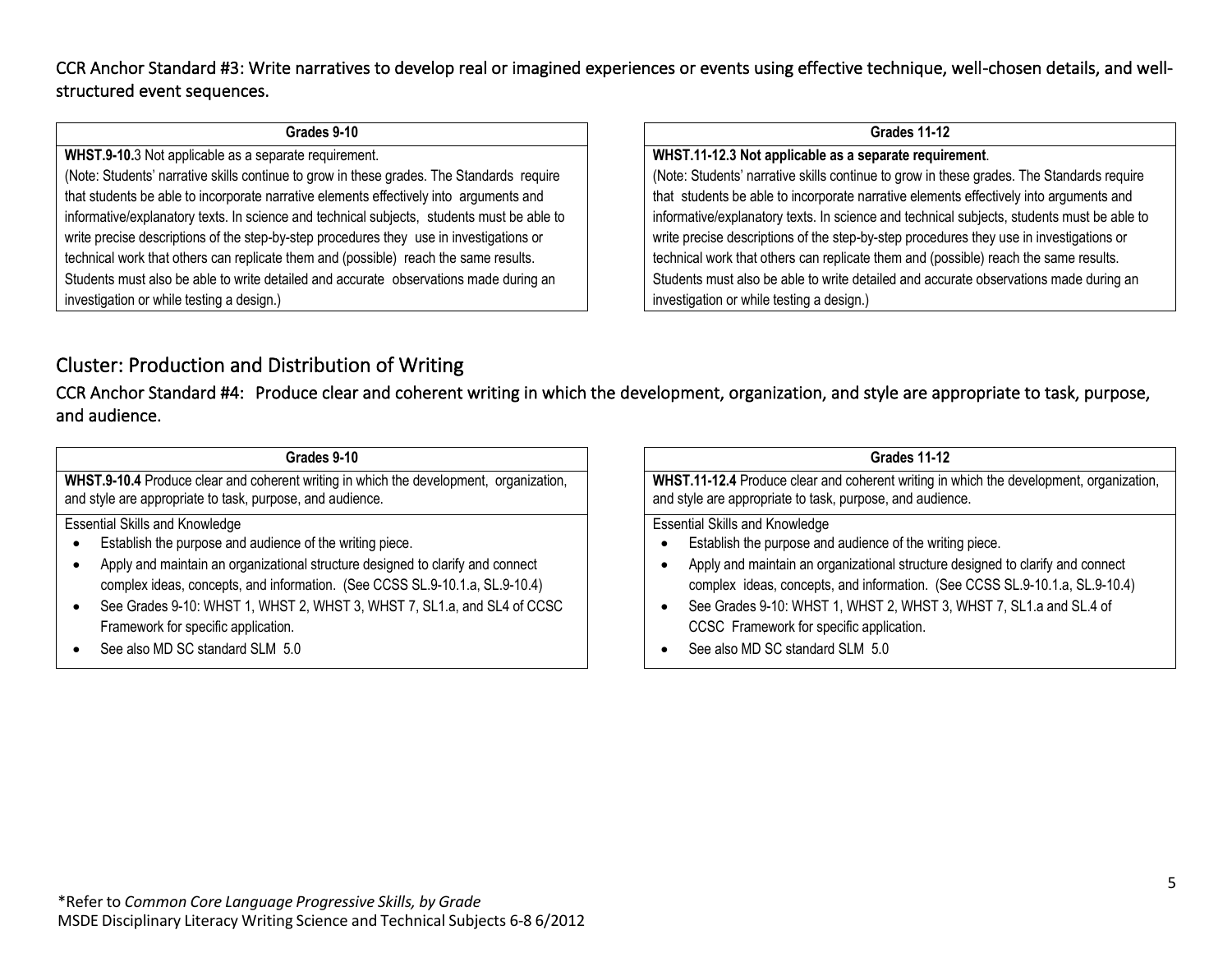CCR Anchor Standard #3: Write narratives to develop real or imagined experiences or events using effective technique, well-chosen details, and well-structured event sequences.

| Grades 9-10 |
|---|
| **WHST.9-10.**3 Not applicable as a separate requirement. (Note: Students' narrative skills continue to grow in these grades. The Standards require that students be able to incorporate narrative elements effectively into arguments and informative/explanatory texts. In science and technical subjects, students must be able to write precise descriptions of the step-by-step procedures they use in investigations or technical work that others can replicate them and (possible) reach the same results. Students must also be able to write detailed and accurate observations made during an investigation or while testing a design.) |

| Grades 11-12 |
|---|
| **WHST.11-12.3 Not applicable as a separate requirement**. (Note: Students' narrative skills continue to grow in these grades. The Standards require that students be able to incorporate narrative elements effectively into arguments and informative/explanatory texts. In science and technical subjects, students must be able to write precise descriptions of the step-by-step procedures they use in investigations or technical work that others can replicate them and (possible) reach the same results. Students must also be able to write detailed and accurate observations made during an investigation or while testing a design.) |

## Cluster: Production and Distribution of Writing

CCR Anchor Standard #4: Produce clear and coherent writing in which the development, organization, and style are appropriate to task, purpose, and audience.

| Grades 9-10 |
|---|
| **WHST.9-10.4** Produce clear and coherent writing in which the development, organization, and style are appropriate to task, purpose, and audience. |
| Essential Skills and Knowledge<br>• Establish the purpose and audience of the writing piece.<br>• Apply and maintain an organizational structure designed to clarify and connect complex ideas, concepts, and information. (See CCSS SL.9-10.1.a, SL.9-10.4)<br>• See Grades 9-10: WHST 1, WHST 2, WHST 3, WHST 7, SL1.a, and SL4 of CCSC Framework for specific application.<br>• See also MD SC standard SLM 5.0 |

| Grades 11-12 |
|---|
| **WHST.11-12.4** Produce clear and coherent writing in which the development, organization, and style are appropriate to task, purpose, and audience. |
| Essential Skills and Knowledge<br>• Establish the purpose and audience of the writing piece.<br>• Apply and maintain an organizational structure designed to clarify and connect complex ideas, concepts, and information. (See CCSS SL.9-10.1.a, SL.9-10.4)<br>• See Grades 9-10: WHST 1, WHST 2, WHST 3, WHST 7, SL1.a and SL.4 of CCSC Framework for specific application.<br>• See also MD SC standard SLM 5.0 |

*Refer to *Common Core Language Progressive Skills, by Grade*
MSDE Disciplinary Literacy Writing Science and Technical Subjects 6-8 6/2012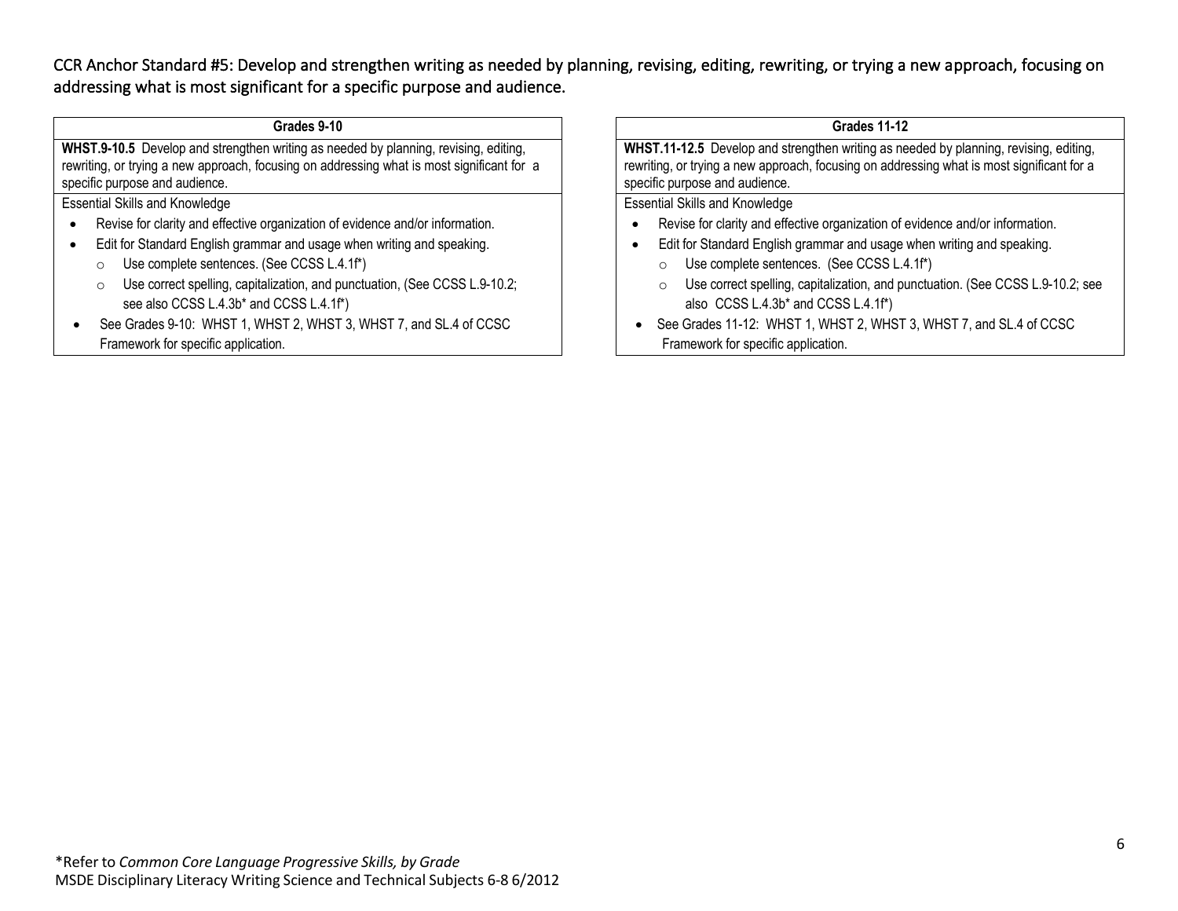CCR Anchor Standard #5: Develop and strengthen writing as needed by planning, revising, editing, rewriting, or trying a new approach, focusing on addressing what is most significant for a specific purpose and audience.

| Grades 9-10 |
|---|
| **WHST.9-10.5** Develop and strengthen writing as needed by planning, revising, editing, rewriting, or trying a new approach, focusing on addressing what is most significant for a specific purpose and audience. |
| Essential Skills and Knowledge<br>• Revise for clarity and effective organization of evidence and/or information.<br>• Edit for Standard English grammar and usage when writing and speaking.<br>  ○ Use complete sentences. (See CCSS L.4.1f*)<br>  ○ Use correct spelling, capitalization, and punctuation, (See CCSS L.9-10.2; see also CCSS L.4.3b* and CCSS L.4.1f*)<br>• See Grades 9-10: WHST 1, WHST 2, WHST 3, WHST 7, and SL.4 of CCSC Framework for specific application. |

| Grades 11-12 |
|---|
| **WHST.11-12.5** Develop and strengthen writing as needed by planning, revising, editing, rewriting, or trying a new approach, focusing on addressing what is most significant for a specific purpose and audience. |
| Essential Skills and Knowledge<br>• Revise for clarity and effective organization of evidence and/or information.<br>• Edit for Standard English grammar and usage when writing and speaking.<br>  ○ Use complete sentences. (See CCSS L.4.1f*)<br>  ○ Use correct spelling, capitalization, and punctuation. (See CCSS L.9-10.2; see also CCSS L.4.3b* and CCSS L.4.1f*)<br>• See Grades 11-12: WHST 1, WHST 2, WHST 3, WHST 7, and SL.4 of CCSC Framework for specific application. |

*Refer to *Common Core Language Progressive Skills, by Grade*
MSDE Disciplinary Literacy Writing Science and Technical Subjects 6-8 6/2012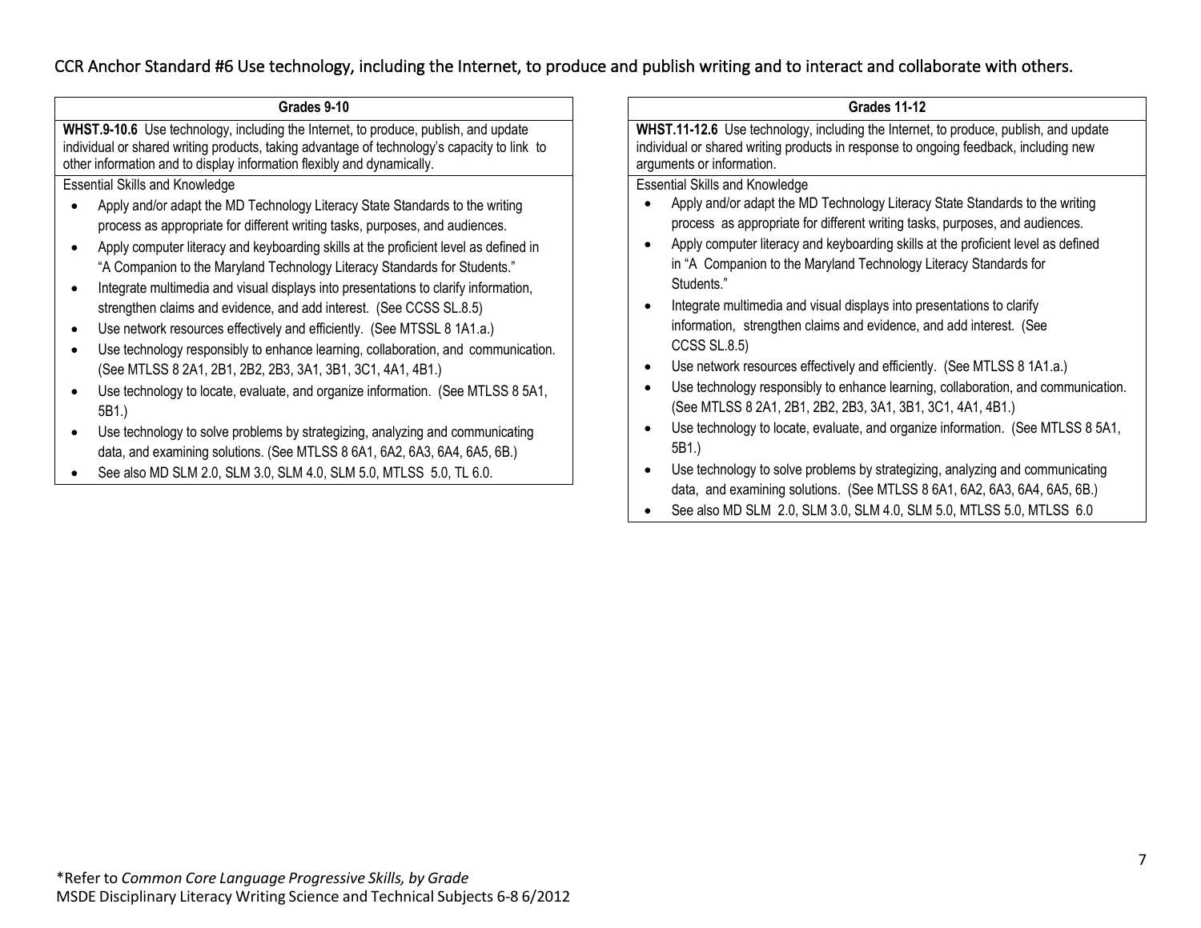CCR Anchor Standard #6 Use technology, including the Internet, to produce and publish writing and to interact and collaborate with others.

## Grades 9-10

**WHST.9-10.6** Use technology, including the Internet, to produce, publish, and update individual or shared writing products, taking advantage of technology's capacity to link to other information and to display information flexibly and dynamically.

Essential Skills and Knowledge

- Apply and/or adapt the MD Technology Literacy State Standards to the writing process as appropriate for different writing tasks, purposes, and audiences.
- Apply computer literacy and keyboarding skills at the proficient level as defined in "A Companion to the Maryland Technology Literacy Standards for Students."
- Integrate multimedia and visual displays into presentations to clarify information, strengthen claims and evidence, and add interest. (See CCSS SL.8.5)
- Use network resources effectively and efficiently. (See MTSSL 8 1A1.a.)
- Use technology responsibly to enhance learning, collaboration, and communication. (See MTLSS 8 2A1, 2B1, 2B2, 2B3, 3A1, 3B1, 3C1, 4A1, 4B1.)
- Use technology to locate, evaluate, and organize information. (See MTLSS 8 5A1, 5B1.)
- Use technology to solve problems by strategizing, analyzing and communicating data, and examining solutions. (See MTLSS 8 6A1, 6A2, 6A3, 6A4, 6A5, 6B.)
- See also MD SLM 2.0, SLM 3.0, SLM 4.0, SLM 5.0, MTLSS 5.0, TL 6.0.

## Grades 11-12

**WHST.11-12.6** Use technology, including the Internet, to produce, publish, and update individual or shared writing products in response to ongoing feedback, including new arguments or information.

Essential Skills and Knowledge

- Apply and/or adapt the MD Technology Literacy State Standards to the writing process as appropriate for different writing tasks, purposes, and audiences.
- Apply computer literacy and keyboarding skills at the proficient level as defined in "A Companion to the Maryland Technology Literacy Standards for Students."
- Integrate multimedia and visual displays into presentations to clarify information, strengthen claims and evidence, and add interest. (See CCSS SL.8.5)
- Use network resources effectively and efficiently. (See MTLSS 8 1A1.a.)
- Use technology responsibly to enhance learning, collaboration, and communication. (See MTLSS 8 2A1, 2B1, 2B2, 2B3, 3A1, 3B1, 3C1, 4A1, 4B1.)
- Use technology to locate, evaluate, and organize information. (See MTLSS 8 5A1, 5B1.)
- Use technology to solve problems by strategizing, analyzing and communicating data, and examining solutions. (See MTLSS 8 6A1, 6A2, 6A3, 6A4, 6A5, 6B.)
- See also MD SLM 2.0, SLM 3.0, SLM 4.0, SLM 5.0, MTLSS 5.0, MTLSS 6.0

*Refer to *Common Core Language Progressive Skills, by Grade*

MSDE Disciplinary Literacy Writing Science and Technical Subjects 6-8 6/2012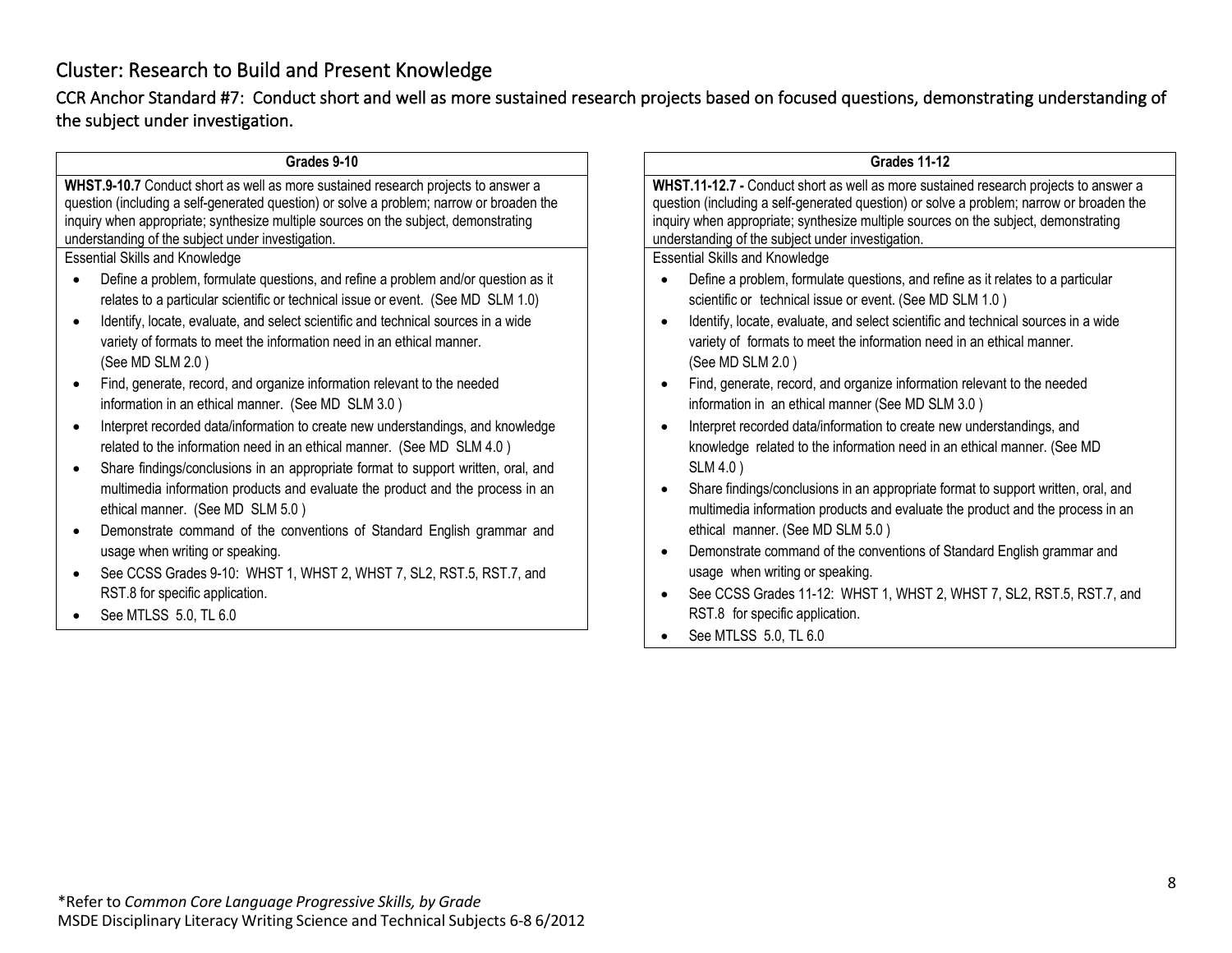## Cluster: Research to Build and Present Knowledge

### CCR Anchor Standard #7: Conduct short and well as more sustained research projects based on focused questions, demonstrating understanding of the subject under investigation.

**Grades 9-10**

**WHST.9-10.7** Conduct short as well as more sustained research projects to answer a question (including a self-generated question) or solve a problem; narrow or broaden the inquiry when appropriate; synthesize multiple sources on the subject, demonstrating understanding of the subject under investigation.

Essential Skills and Knowledge

- Define a problem, formulate questions, and refine a problem and/or question as it relates to a particular scientific or technical issue or event. (See MD SLM 1.0)
- Identify, locate, evaluate, and select scientific and technical sources in a wide variety of formats to meet the information need in an ethical manner. (See MD SLM 2.0 )
- Find, generate, record, and organize information relevant to the needed information in an ethical manner. (See MD SLM 3.0 )
- Interpret recorded data/information to create new understandings, and knowledge related to the information need in an ethical manner. (See MD SLM 4.0 )
- Share findings/conclusions in an appropriate format to support written, oral, and multimedia information products and evaluate the product and the process in an ethical manner. (See MD SLM 5.0 )
- Demonstrate command of the conventions of Standard English grammar and usage when writing or speaking.
- See CCSS Grades 9-10: WHST 1, WHST 2, WHST 7, SL2, RST.5, RST.7, and RST.8 for specific application.
- See MTLSS 5.0, TL 6.0

**Grades 11-12**

**WHST.11-12.7 -** Conduct short as well as more sustained research projects to answer a question (including a self-generated question) or solve a problem; narrow or broaden the inquiry when appropriate; synthesize multiple sources on the subject, demonstrating understanding of the subject under investigation.

Essential Skills and Knowledge

- Define a problem, formulate questions, and refine as it relates to a particular scientific or technical issue or event. (See MD SLM 1.0 )
- Identify, locate, evaluate, and select scientific and technical sources in a wide variety of formats to meet the information need in an ethical manner. (See MD SLM 2.0 )
- Find, generate, record, and organize information relevant to the needed information in an ethical manner (See MD SLM 3.0 )
- Interpret recorded data/information to create new understandings, and knowledge related to the information need in an ethical manner. (See MD SLM 4.0 )
- Share findings/conclusions in an appropriate format to support written, oral, and multimedia information products and evaluate the product and the process in an ethical manner. (See MD SLM 5.0 )
- Demonstrate command of the conventions of Standard English grammar and usage when writing or speaking.
- See CCSS Grades 11-12: WHST 1, WHST 2, WHST 7, SL2, RST.5, RST.7, and RST.8 for specific application.
- See MTLSS 5.0, TL 6.0

*Refer to *Common Core Language Progressive Skills, by Grade*
MSDE Disciplinary Literacy Writing Science and Technical Subjects 6-8 6/2012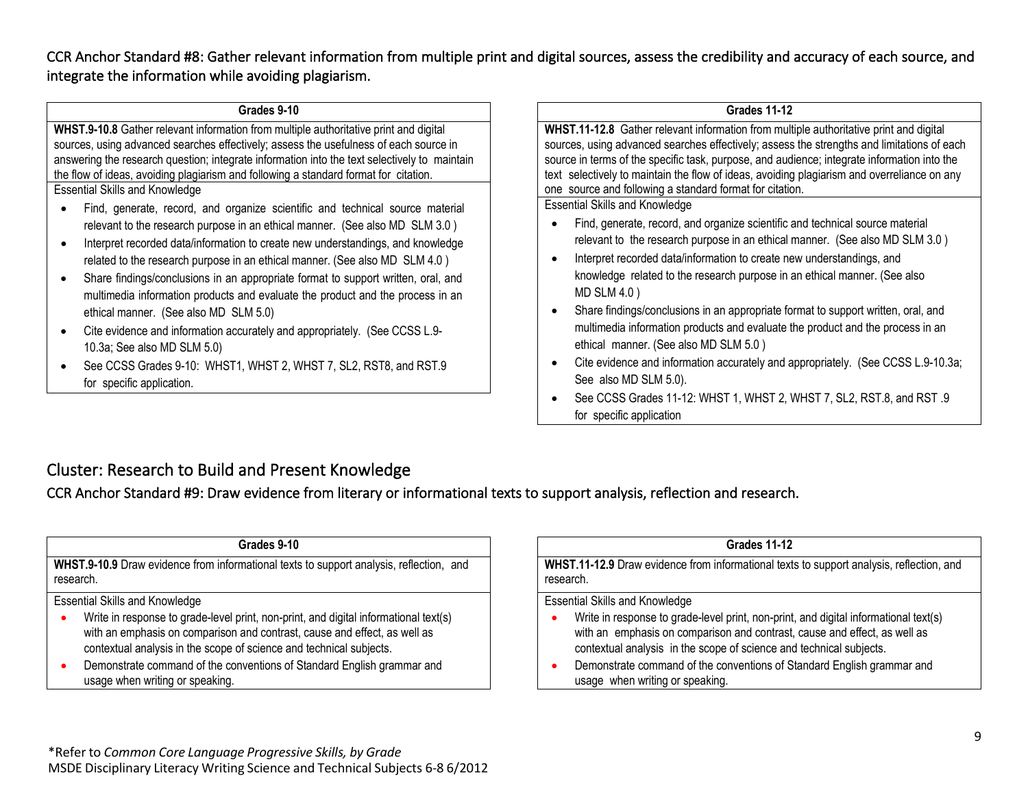CCR Anchor Standard #8: Gather relevant information from multiple print and digital sources, assess the credibility and accuracy of each source, and integrate the information while avoiding plagiarism.

| Grades 9-10 |
|---|
| **WHST.9-10.8** Gather relevant information from multiple authoritative print and digital sources, using advanced searches effectively; assess the usefulness of each source in answering the research question; integrate information into the text selectively to maintain the flow of ideas, avoiding plagiarism and following a standard format for citation. |
| Essential Skills and Knowledge<br>• Find, generate, record, and organize scientific and technical source material relevant to the research purpose in an ethical manner. (See also MD SLM 3.0 )<br>• Interpret recorded data/information to create new understandings, and knowledge related to the research purpose in an ethical manner. (See also MD SLM 4.0 )<br>• Share findings/conclusions in an appropriate format to support written, oral, and multimedia information products and evaluate the product and the process in an ethical manner. (See also MD SLM 5.0)<br>• Cite evidence and information accurately and appropriately. (See CCSS L.9-10.3a; See also MD SLM 5.0)<br>• See CCSS Grades 9-10: WHST1, WHST 2, WHST 7, SL2, RST8, and RST.9 for specific application. |

| Grades 11-12 |
|---|
| **WHST.11-12.8** Gather relevant information from multiple authoritative print and digital sources, using advanced searches effectively; assess the strengths and limitations of each source in terms of the specific task, purpose, and audience; integrate information into the text selectively to maintain the flow of ideas, avoiding plagiarism and overreliance on any one source and following a standard format for citation. |
| Essential Skills and Knowledge<br>• Find, generate, record, and organize scientific and technical source material relevant to the research purpose in an ethical manner. (See also MD SLM 3.0 )<br>• Interpret recorded data/information to create new understandings, and knowledge related to the research purpose in an ethical manner. (See also MD SLM 4.0 )<br>• Share findings/conclusions in an appropriate format to support written, oral, and multimedia information products and evaluate the product and the process in an ethical manner. (See also MD SLM 5.0 )<br>• Cite evidence and information accurately and appropriately. (See CCSS L.9-10.3a; See also MD SLM 5.0).<br>• See CCSS Grades 11-12: WHST 1, WHST 2, WHST 7, SL2, RST.8, and RST .9 for specific application |

## Cluster: Research to Build and Present Knowledge

CCR Anchor Standard #9: Draw evidence from literary or informational texts to support analysis, reflection and research.

| Grades 9-10 |
|---|
| **WHST.9-10.9** Draw evidence from informational texts to support analysis, reflection, and research. |
| Essential Skills and Knowledge<br>• Write in response to grade-level print, non-print, and digital informational text(s) with an emphasis on comparison and contrast, cause and effect, as well as contextual analysis in the scope of science and technical subjects.<br>• Demonstrate command of the conventions of Standard English grammar and usage when writing or speaking. |

| Grades 11-12 |
|---|
| **WHST.11-12.9** Draw evidence from informational texts to support analysis, reflection, and research. |
| Essential Skills and Knowledge<br>• Write in response to grade-level print, non-print, and digital informational text(s) with an emphasis on comparison and contrast, cause and effect, as well as contextual analysis in the scope of science and technical subjects.<br>• Demonstrate command of the conventions of Standard English grammar and usage when writing or speaking. |

*Refer to *Common Core Language Progressive Skills, by Grade*
MSDE Disciplinary Literacy Writing Science and Technical Subjects 6-8 6/2012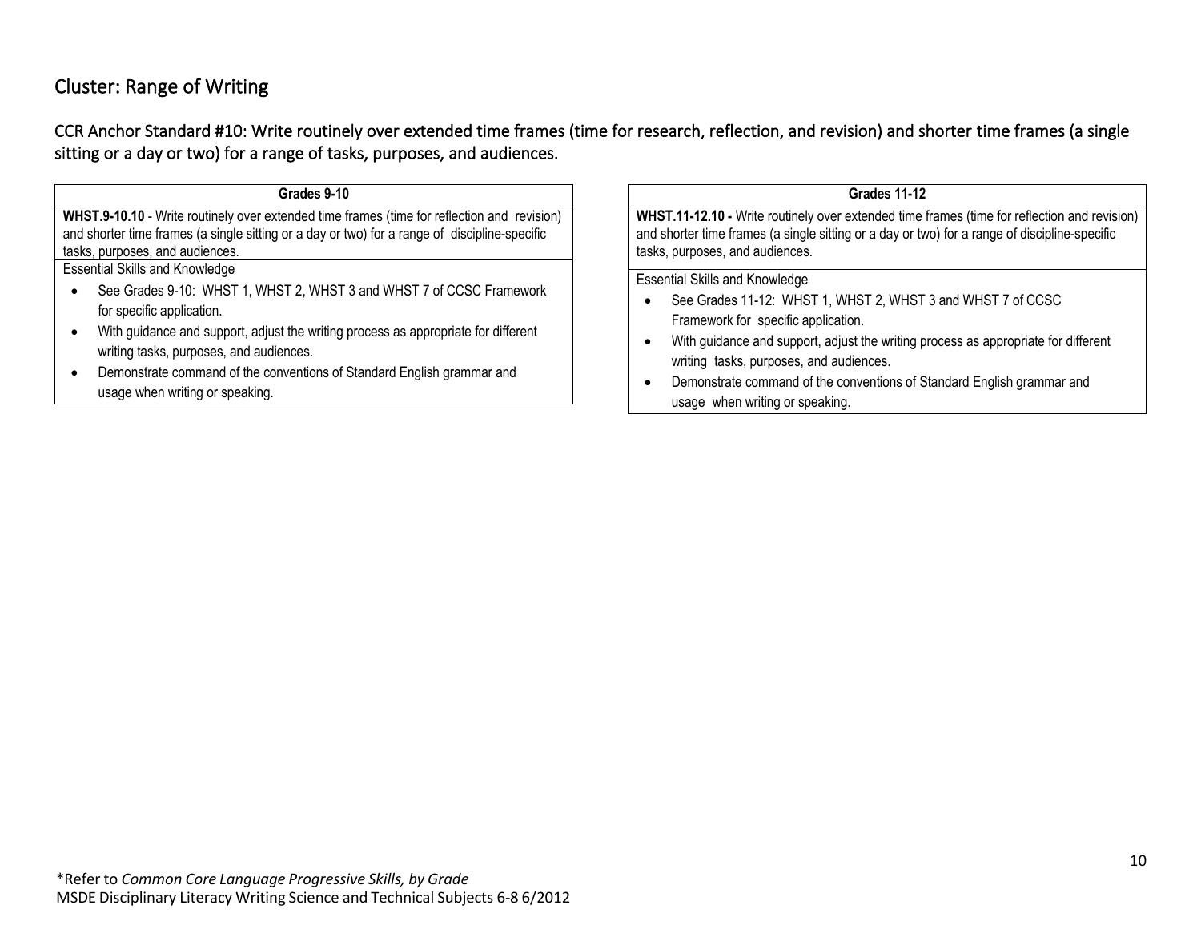## Cluster: Range of Writing

### CCR Anchor Standard #10: Write routinely over extended time frames (time for research, reflection, and revision) and shorter time frames (a single sitting or a day or two) for a range of tasks, purposes, and audiences.

| Grades 9-10 |
|---|
| **WHST.9-10.10** - Write routinely over extended time frames (time for reflection and revision) and shorter time frames (a single sitting or a day or two) for a range of discipline-specific tasks, purposes, and audiences. |
| Essential Skills and Knowledge<br>• See Grades 9-10: WHST 1, WHST 2, WHST 3 and WHST 7 of CCSC Framework for specific application.<br>• With guidance and support, adjust the writing process as appropriate for different writing tasks, purposes, and audiences.<br>• Demonstrate command of the conventions of Standard English grammar and usage when writing or speaking. |

| Grades 11-12 |
|---|
| **WHST.11-12.10 -** Write routinely over extended time frames (time for reflection and revision) and shorter time frames (a single sitting or a day or two) for a range of discipline-specific tasks, purposes, and audiences. |
| Essential Skills and Knowledge<br>• See Grades 11-12: WHST 1, WHST 2, WHST 3 and WHST 7 of CCSC Framework for specific application.<br>• With guidance and support, adjust the writing process as appropriate for different writing tasks, purposes, and audiences.<br>• Demonstrate command of the conventions of Standard English grammar and usage when writing or speaking. |

*Refer to *Common Core Language Progressive Skills, by Grade*
MSDE Disciplinary Literacy Writing Science and Technical Subjects 6-8 6/2012